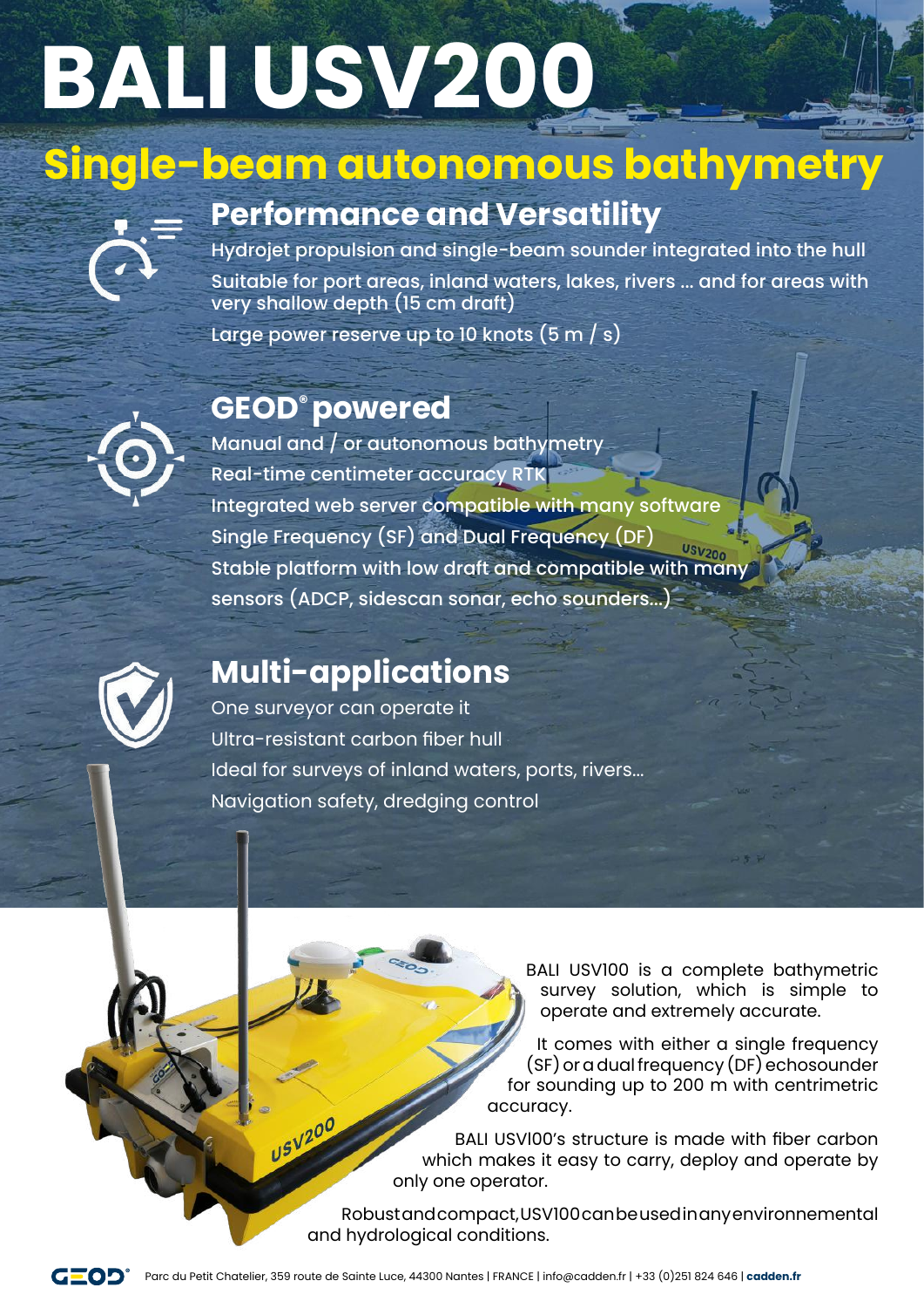# BALI USV200

## Single-beam autonomous bathymetry

### Performance and Versatility

- Hydrojet propulsion and single-beam sounder integrated into the hull
- Suitable for port areas, inland waters, lakes, rivers ... and for areas with very shallow depth (15 cm draft)
- Large power reserve up to 10 knots (5 m / s)

### GEOD® powered

- Manual and / or autonomous bathymetry
- Real-time centimeter accuracy RTK
- Integrated web server compatible with many software
- Single Frequency (SF) and Dual Frequency (DF)
- Stable platform with low draft and compatible with many sensors (ADCP, sidescan sonar, echo sounders...)

### Multi-applications

- One surveyor can operate it
- Ultra-resistant carbon fiber hull
- Ideal for surveys of inland waters, ports, rivers...
- Navigation safety, dredging control

BALI USV100 is a complete bathymetric survey solution, which is simple to operate and extremely accurate.

It comes with either a single frequency (SF) or a dual frequency (DF) echosounder for sounding up to 200 m with centrimetric accuracy.

BALI USV100's structure is made with fiber carbon which makes it easy to carry, deploy and operate by only one operator.

Robust and compact, USV100 can be used in any environnemental and hydrological conditions.

GEOD® Parc du Petit Chatelier, 359 route de Sainte Luce, 44300 Nantes | FRANCE | info@cadden.fr | +33 (0)251 824 646 | **cadden.fr**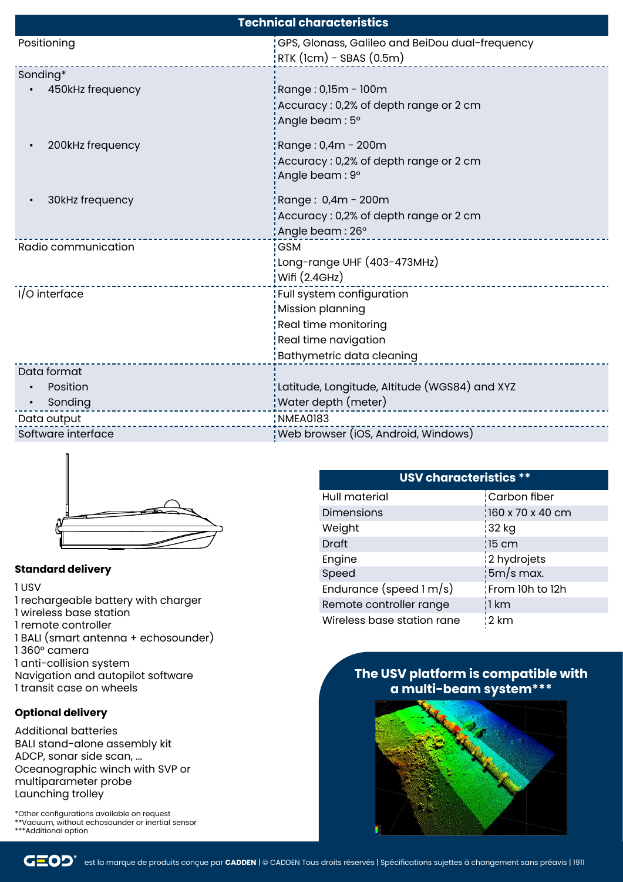| Technical characteristics | |
|---|---|
| Positioning | GPS, Glonass, Galileo and BeiDou dual-frequency<br>RTK (1cm) - SBAS (0.5m) |
| Sonding* | |
| • 450kHz frequency | Range : 0,15m - 100m<br>Accuracy : 0,2% of depth range or 2 cm<br>Angle beam : 5° |
| • 200kHz frequency | Range : 0,4m - 200m<br>Accuracy : 0,2% of depth range or 2 cm<br>Angle beam : 9° |
| • 30kHz frequency | Range : 0,4m - 200m<br>Accuracy : 0,2% of depth range or 2 cm<br>Angle beam : 26° |
| Radio communication | GSM<br>Long-range UHF (403-473MHz)<br>Wifi (2.4GHz) |
| I/O interface | Full system configuration<br>Mission planning<br>Real time monitoring<br>Real time navigation<br>Bathymetric data cleaning |
| Data format | |
| • Position | Latitude, Longitude, Altitude (WGS84) and XYZ |
| • Sonding | Water depth (meter) |
| Data output | NMEA0183 |
| Software interface | Web browser (iOS, Android, Windows) |

| USV characteristics ** | |
|---|---|
| Hull material | Carbon fiber |
| Dimensions | 160 x 70 x 40 cm |
| Weight | 32 kg |
| Draft | 15 cm |
| Engine | 2 hydrojets |
| Speed | 5m/s max. |
| Endurance (speed 1 m/s) | From 10h to 12h |
| Remote controller range | 1 km |
| Wireless base station rane | 2 km |

**Standard delivery**

1 USV
1 rechargeable battery with charger
1 wireless base station
1 remote controller
1 BALI (smart antenna + echosounder)
1 360° camera
1 anti-collision system
Navigation and autopilot software
1 transit case on wheels

**Optional delivery**

Additional batteries
BALI stand-alone assembly kit
ADCP, sonar side scan, ...
Oceanographic winch with SVP or multiparameter probe
Launching trolley

**The USV platform is compatible with a multi-beam system*****

*Other configurations available on request
**Vacuum, without echosounder or inertial sensor
***Additional option

GEOD est la marque de produits conçue par **CADDEN** | © CADDEN Tous droits réservés | Spécifications sujettes à changement sans préavis | 1911